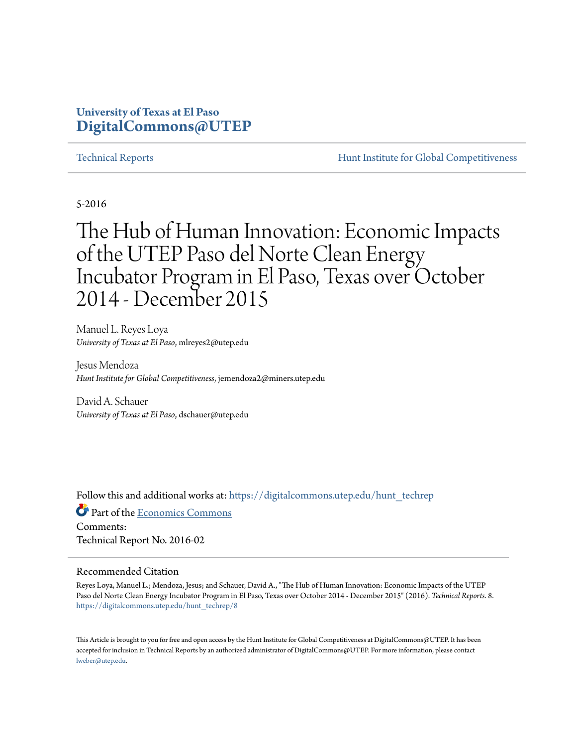**University of Texas at El Paso**
**DigitalCommons@UTEP**

Technical Reports | Hunt Institute for Global Competitiveness

5-2016

# The Hub of Human Innovation: Economic Impacts of the UTEP Paso del Norte Clean Energy Incubator Program in El Paso, Texas over October 2014 - December 2015

Manuel L. Reyes Loya
*University of Texas at El Paso*, mlreyes2@utep.edu

Jesus Mendoza
*Hunt Institute for Global Competitiveness*, jemendoza2@miners.utep.edu

David A. Schauer
*University of Texas at El Paso*, dschauer@utep.edu

Follow this and additional works at: https://digitalcommons.utep.edu/hunt_techrep

Part of the Economics Commons

Comments:
Technical Report No. 2016-02

## Recommended Citation

Reyes Loya, Manuel L.; Mendoza, Jesus; and Schauer, David A., "The Hub of Human Innovation: Economic Impacts of the UTEP Paso del Norte Clean Energy Incubator Program in El Paso, Texas over October 2014 - December 2015" (2016). *Technical Reports*. 8.
https://digitalcommons.utep.edu/hunt_techrep/8

This Article is brought to you for free and open access by the Hunt Institute for Global Competitiveness at DigitalCommons@UTEP. It has been accepted for inclusion in Technical Reports by an authorized administrator of DigitalCommons@UTEP. For more information, please contact lweber@utep.edu.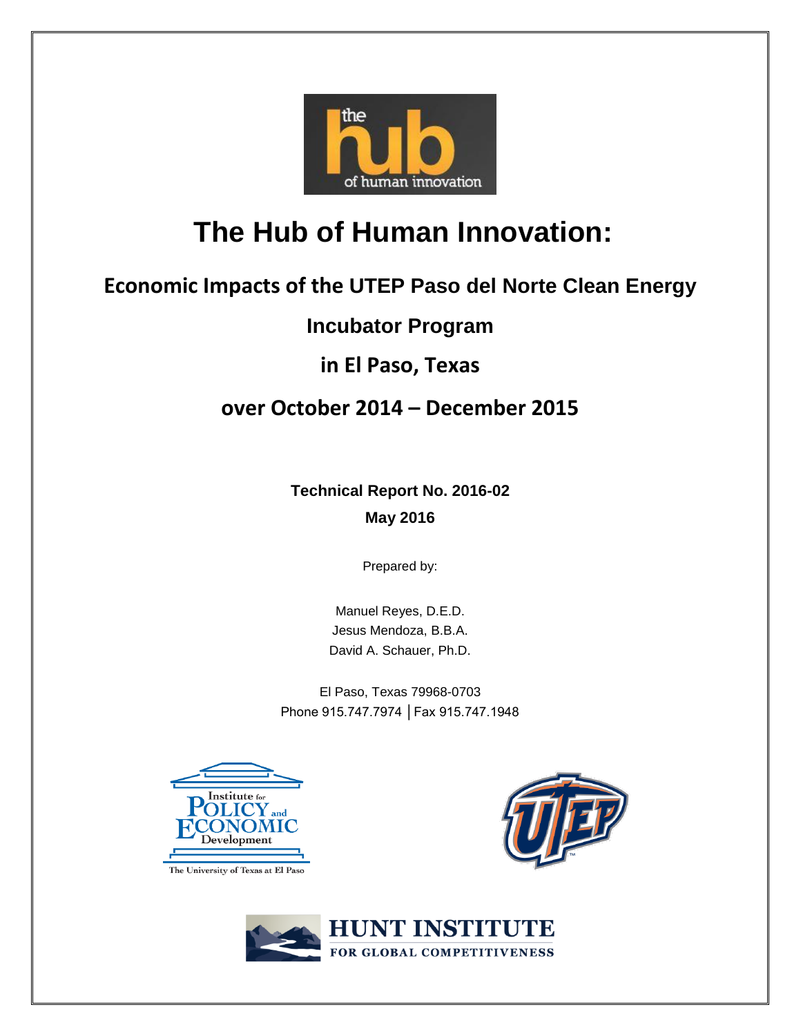# The Hub of Human Innovation:

## Economic Impacts of the UTEP Paso del Norte Clean Energy

## Incubator Program

## in El Paso, Texas

## over October 2014 – December 2015

**Technical Report No. 2016-02**

**May 2016**

Prepared by:

Manuel Reyes, D.E.D.
Jesus Mendoza, B.B.A.
David A. Schauer, Ph.D.

El Paso, Texas 79968-0703
Phone 915.747.7974 │Fax 915.747.1948

Institute for Policy and Economic Development
The University of Texas at El Paso

HUNT INSTITUTE FOR GLOBAL COMPETITIVENESS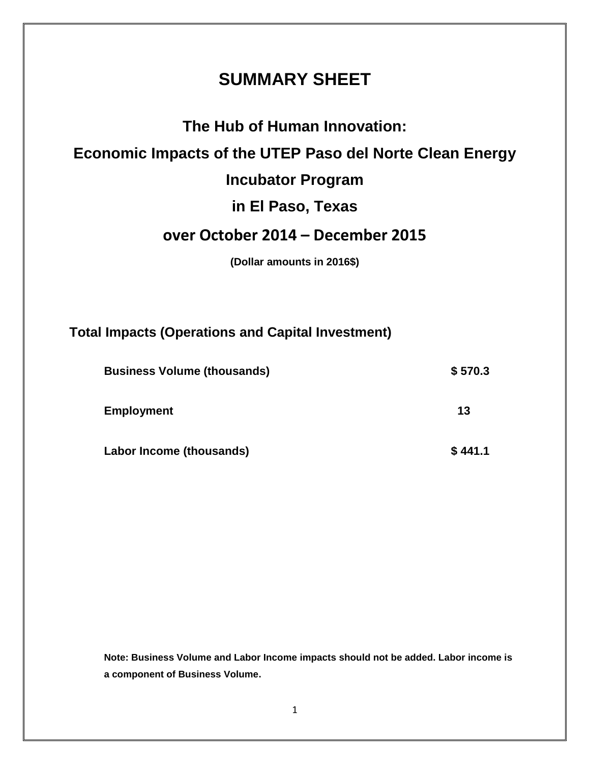# SUMMARY SHEET

## The Hub of Human Innovation:

## Economic Impacts of the UTEP Paso del Norte Clean Energy Incubator Program

## in El Paso, Texas

## over October 2014 – December 2015

**(Dollar amounts in 2016$)**

### Total Impacts (Operations and Capital Investment)

| | |
|---|---|
| **Business Volume (thousands)** | **$ 570.3** |
| **Employment** | **13** |
| **Labor Income (thousands)** | **$ 441.1** |

**Note: Business Volume and Labor Income impacts should not be added. Labor income is a component of Business Volume.**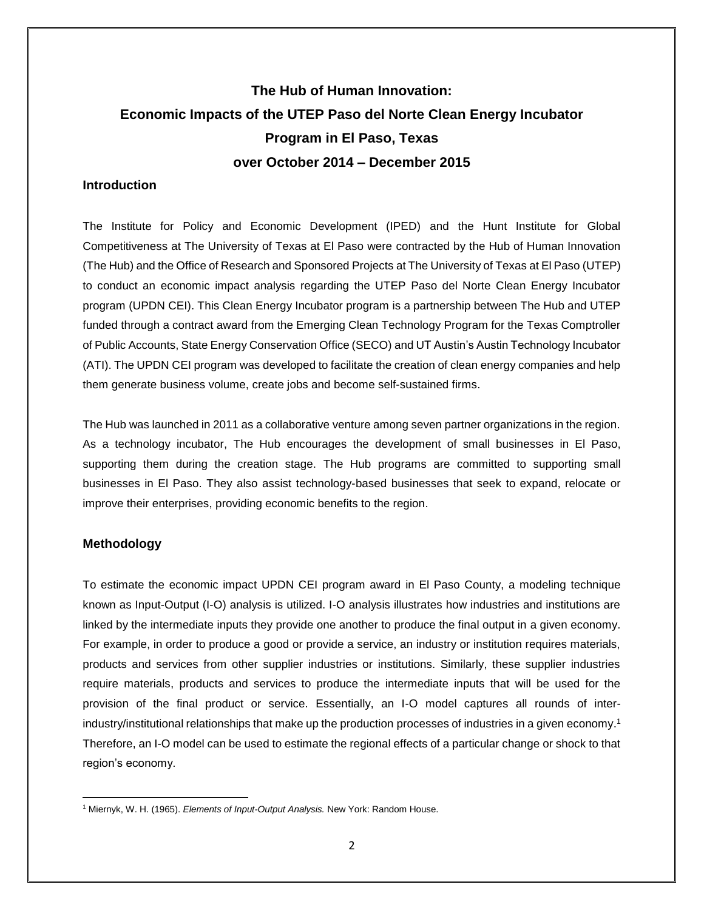# The Hub of Human Innovation: Economic Impacts of the UTEP Paso del Norte Clean Energy Incubator Program in El Paso, Texas over October 2014 – December 2015

## Introduction

The Institute for Policy and Economic Development (IPED) and the Hunt Institute for Global Competitiveness at The University of Texas at El Paso were contracted by the Hub of Human Innovation (The Hub) and the Office of Research and Sponsored Projects at The University of Texas at El Paso (UTEP) to conduct an economic impact analysis regarding the UTEP Paso del Norte Clean Energy Incubator program (UPDN CEI). This Clean Energy Incubator program is a partnership between The Hub and UTEP funded through a contract award from the Emerging Clean Technology Program for the Texas Comptroller of Public Accounts, State Energy Conservation Office (SECO) and UT Austin's Austin Technology Incubator (ATI). The UPDN CEI program was developed to facilitate the creation of clean energy companies and help them generate business volume, create jobs and become self-sustained firms.

The Hub was launched in 2011 as a collaborative venture among seven partner organizations in the region. As a technology incubator, The Hub encourages the development of small businesses in El Paso, supporting them during the creation stage. The Hub programs are committed to supporting small businesses in El Paso. They also assist technology-based businesses that seek to expand, relocate or improve their enterprises, providing economic benefits to the region.

## Methodology

To estimate the economic impact UPDN CEI program award in El Paso County, a modeling technique known as Input-Output (I-O) analysis is utilized. I-O analysis illustrates how industries and institutions are linked by the intermediate inputs they provide one another to produce the final output in a given economy. For example, in order to produce a good or provide a service, an industry or institution requires materials, products and services from other supplier industries or institutions. Similarly, these supplier industries require materials, products and services to produce the intermediate inputs that will be used for the provision of the final product or service. Essentially, an I-O model captures all rounds of inter-industry/institutional relationships that make up the production processes of industries in a given economy.[1] Therefore, an I-O model can be used to estimate the regional effects of a particular change or shock to that region's economy.

[1] Miernyk, W. H. (1965). *Elements of Input-Output Analysis.* New York: Random House.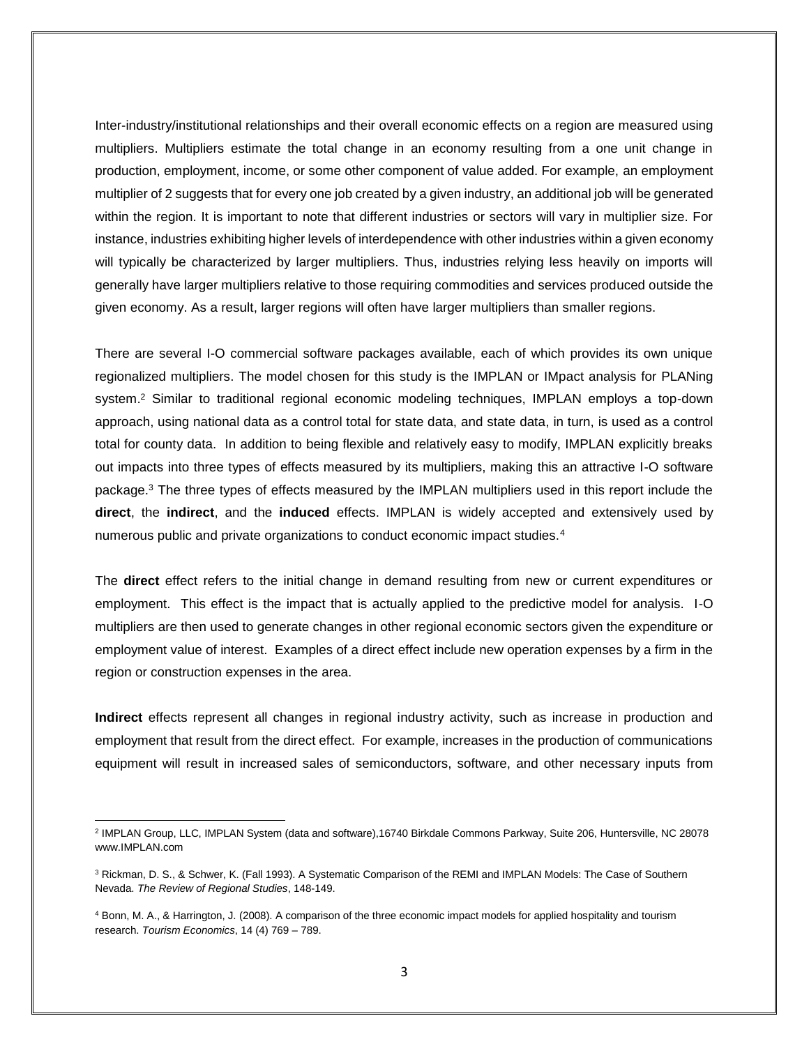Inter-industry/institutional relationships and their overall economic effects on a region are measured using multipliers. Multipliers estimate the total change in an economy resulting from a one unit change in production, employment, income, or some other component of value added. For example, an employment multiplier of 2 suggests that for every one job created by a given industry, an additional job will be generated within the region. It is important to note that different industries or sectors will vary in multiplier size. For instance, industries exhibiting higher levels of interdependence with other industries within a given economy will typically be characterized by larger multipliers. Thus, industries relying less heavily on imports will generally have larger multipliers relative to those requiring commodities and services produced outside the given economy. As a result, larger regions will often have larger multipliers than smaller regions.

There are several I-O commercial software packages available, each of which provides its own unique regionalized multipliers. The model chosen for this study is the IMPLAN or IMpact analysis for PLANing system.[2] Similar to traditional regional economic modeling techniques, IMPLAN employs a top-down approach, using national data as a control total for state data, and state data, in turn, is used as a control total for county data. In addition to being flexible and relatively easy to modify, IMPLAN explicitly breaks out impacts into three types of effects measured by its multipliers, making this an attractive I-O software package.[3] The three types of effects measured by the IMPLAN multipliers used in this report include the **direct**, the **indirect**, and the **induced** effects. IMPLAN is widely accepted and extensively used by numerous public and private organizations to conduct economic impact studies.[4]

The **direct** effect refers to the initial change in demand resulting from new or current expenditures or employment. This effect is the impact that is actually applied to the predictive model for analysis. I-O multipliers are then used to generate changes in other regional economic sectors given the expenditure or employment value of interest. Examples of a direct effect include new operation expenses by a firm in the region or construction expenses in the area.

**Indirect** effects represent all changes in regional industry activity, such as increase in production and employment that result from the direct effect. For example, increases in the production of communications equipment will result in increased sales of semiconductors, software, and other necessary inputs from

---

[2] IMPLAN Group, LLC, IMPLAN System (data and software),16740 Birkdale Commons Parkway, Suite 206, Huntersville, NC 28078 www.IMPLAN.com

[3] Rickman, D. S., & Schwer, K. (Fall 1993). A Systematic Comparison of the REMI and IMPLAN Models: The Case of Southern Nevada. *The Review of Regional Studies*, 148-149.

[4] Bonn, M. A., & Harrington, J. (2008). A comparison of the three economic impact models for applied hospitality and tourism research. *Tourism Economics*, 14 (4) 769 – 789.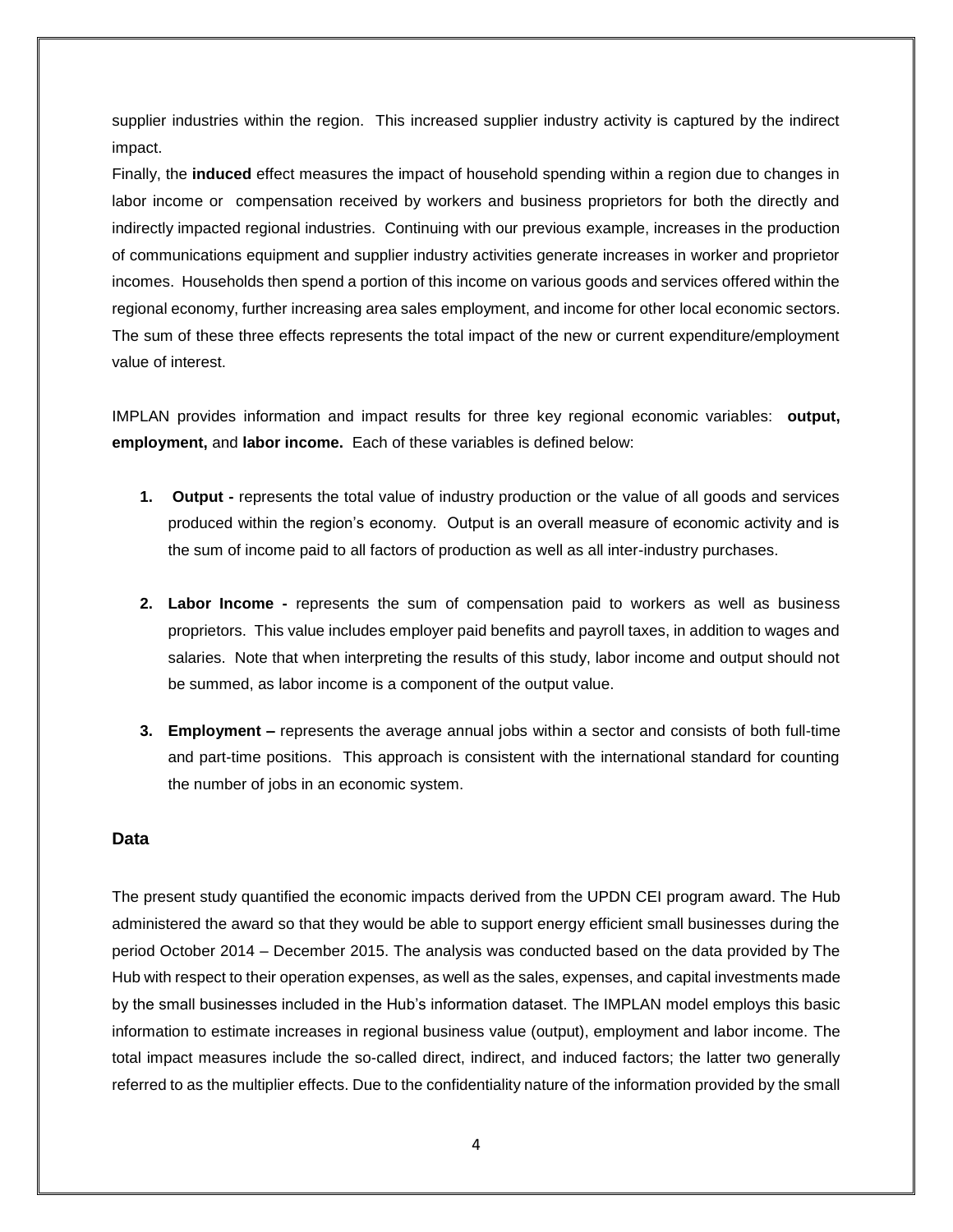supplier industries within the region. This increased supplier industry activity is captured by the indirect impact.

Finally, the **induced** effect measures the impact of household spending within a region due to changes in labor income or compensation received by workers and business proprietors for both the directly and indirectly impacted regional industries. Continuing with our previous example, increases in the production of communications equipment and supplier industry activities generate increases in worker and proprietor incomes. Households then spend a portion of this income on various goods and services offered within the regional economy, further increasing area sales employment, and income for other local economic sectors. The sum of these three effects represents the total impact of the new or current expenditure/employment value of interest.

IMPLAN provides information and impact results for three key regional economic variables: **output, employment,** and **labor income.** Each of these variables is defined below:

1. **Output -** represents the total value of industry production or the value of all goods and services produced within the region's economy. Output is an overall measure of economic activity and is the sum of income paid to all factors of production as well as all inter-industry purchases.

2. **Labor Income -** represents the sum of compensation paid to workers as well as business proprietors. This value includes employer paid benefits and payroll taxes, in addition to wages and salaries. Note that when interpreting the results of this study, labor income and output should not be summed, as labor income is a component of the output value.

3. **Employment –** represents the average annual jobs within a sector and consists of both full-time and part-time positions. This approach is consistent with the international standard for counting the number of jobs in an economic system.

### Data

The present study quantified the economic impacts derived from the UPDN CEI program award. The Hub administered the award so that they would be able to support energy efficient small businesses during the period October 2014 – December 2015. The analysis was conducted based on the data provided by The Hub with respect to their operation expenses, as well as the sales, expenses, and capital investments made by the small businesses included in the Hub's information dataset. The IMPLAN model employs this basic information to estimate increases in regional business value (output), employment and labor income. The total impact measures include the so-called direct, indirect, and induced factors; the latter two generally referred to as the multiplier effects. Due to the confidentiality nature of the information provided by the small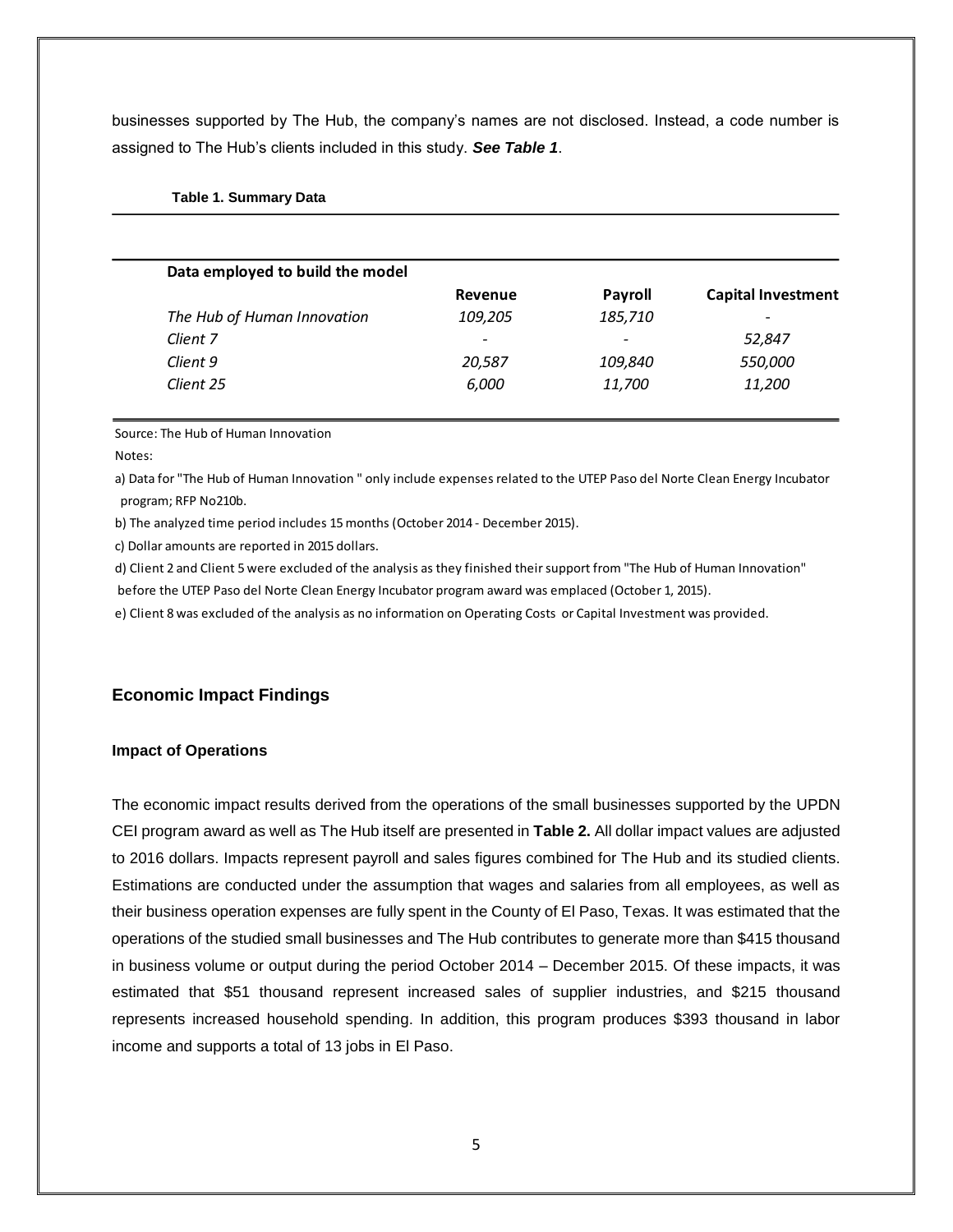businesses supported by The Hub, the company's names are not disclosed. Instead, a code number is assigned to The Hub's clients included in this study. ***See Table 1***.

**Table 1. Summary Data**

| **Data employed to build the model** | **Revenue** | **Payroll** | **Capital Investment** |
|---|---|---|---|
| *The Hub of Human Innovation* | *109,205* | *185,710* | - |
| *Client 7* | - | - | *52,847* |
| *Client 9* | *20,587* | *109,840* | *550,000* |
| *Client 25* | *6,000* | *11,700* | *11,200* |

Source: The Hub of Human Innovation

Notes:

a) Data for "The Hub of Human Innovation " only include expenses related to the UTEP Paso del Norte Clean Energy Incubator program; RFP No210b.

b) The analyzed time period includes 15 months (October 2014 - December 2015).

c) Dollar amounts are reported in 2015 dollars.

d) Client 2 and Client 5 were excluded of the analysis as they finished their support from "The Hub of Human Innovation" before the UTEP Paso del Norte Clean Energy Incubator program award was emplaced (October 1, 2015).

e) Client 8 was excluded of the analysis as no information on Operating Costs or Capital Investment was provided.

## Economic Impact Findings

### Impact of Operations

The economic impact results derived from the operations of the small businesses supported by the UPDN CEI program award as well as The Hub itself are presented in **Table 2.** All dollar impact values are adjusted to 2016 dollars. Impacts represent payroll and sales figures combined for The Hub and its studied clients. Estimations are conducted under the assumption that wages and salaries from all employees, as well as their business operation expenses are fully spent in the County of El Paso, Texas. It was estimated that the operations of the studied small businesses and The Hub contributes to generate more than $415 thousand in business volume or output during the period October 2014 – December 2015. Of these impacts, it was estimated that $51 thousand represent increased sales of supplier industries, and $215 thousand represents increased household spending. In addition, this program produces $393 thousand in labor income and supports a total of 13 jobs in El Paso.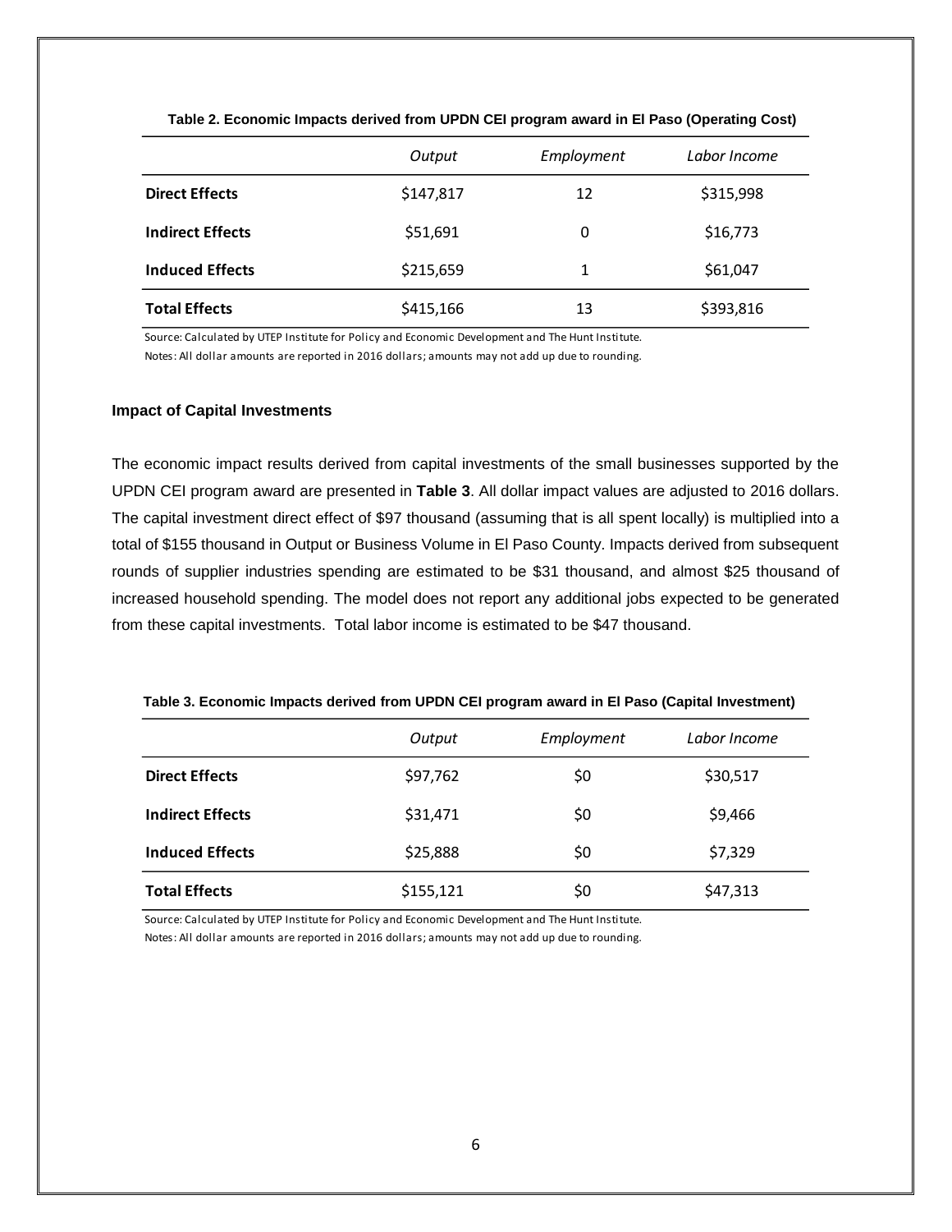**Table 2. Economic Impacts derived from UPDN CEI program award in El Paso (Operating Cost)**

| | *Output* | *Employment* | *Labor Income* |
|---|---|---|---|
| **Direct Effects** | $147,817 | 12 | $315,998 |
| **Indirect Effects** | $51,691 | 0 | $16,773 |
| **Induced Effects** | $215,659 | 1 | $61,047 |
| **Total Effects** | $415,166 | 13 | $393,816 |

Source: Calculated by UTEP Institute for Policy and Economic Development and The Hunt Institute.

Notes: All dollar amounts are reported in 2016 dollars; amounts may not add up due to rounding.

### Impact of Capital Investments

The economic impact results derived from capital investments of the small businesses supported by the UPDN CEI program award are presented in **Table 3**. All dollar impact values are adjusted to 2016 dollars. The capital investment direct effect of $97 thousand (assuming that is all spent locally) is multiplied into a total of $155 thousand in Output or Business Volume in El Paso County. Impacts derived from subsequent rounds of supplier industries spending are estimated to be $31 thousand, and almost $25 thousand of increased household spending. The model does not report any additional jobs expected to be generated from these capital investments. Total labor income is estimated to be $47 thousand.

**Table 3. Economic Impacts derived from UPDN CEI program award in El Paso (Capital Investment)**

| | *Output* | *Employment* | *Labor Income* |
|---|---|---|---|
| **Direct Effects** | $97,762 | $0 | $30,517 |
| **Indirect Effects** | $31,471 | $0 | $9,466 |
| **Induced Effects** | $25,888 | $0 | $7,329 |
| **Total Effects** | $155,121 | $0 | $47,313 |

Source: Calculated by UTEP Institute for Policy and Economic Development and The Hunt Institute.

Notes: All dollar amounts are reported in 2016 dollars; amounts may not add up due to rounding.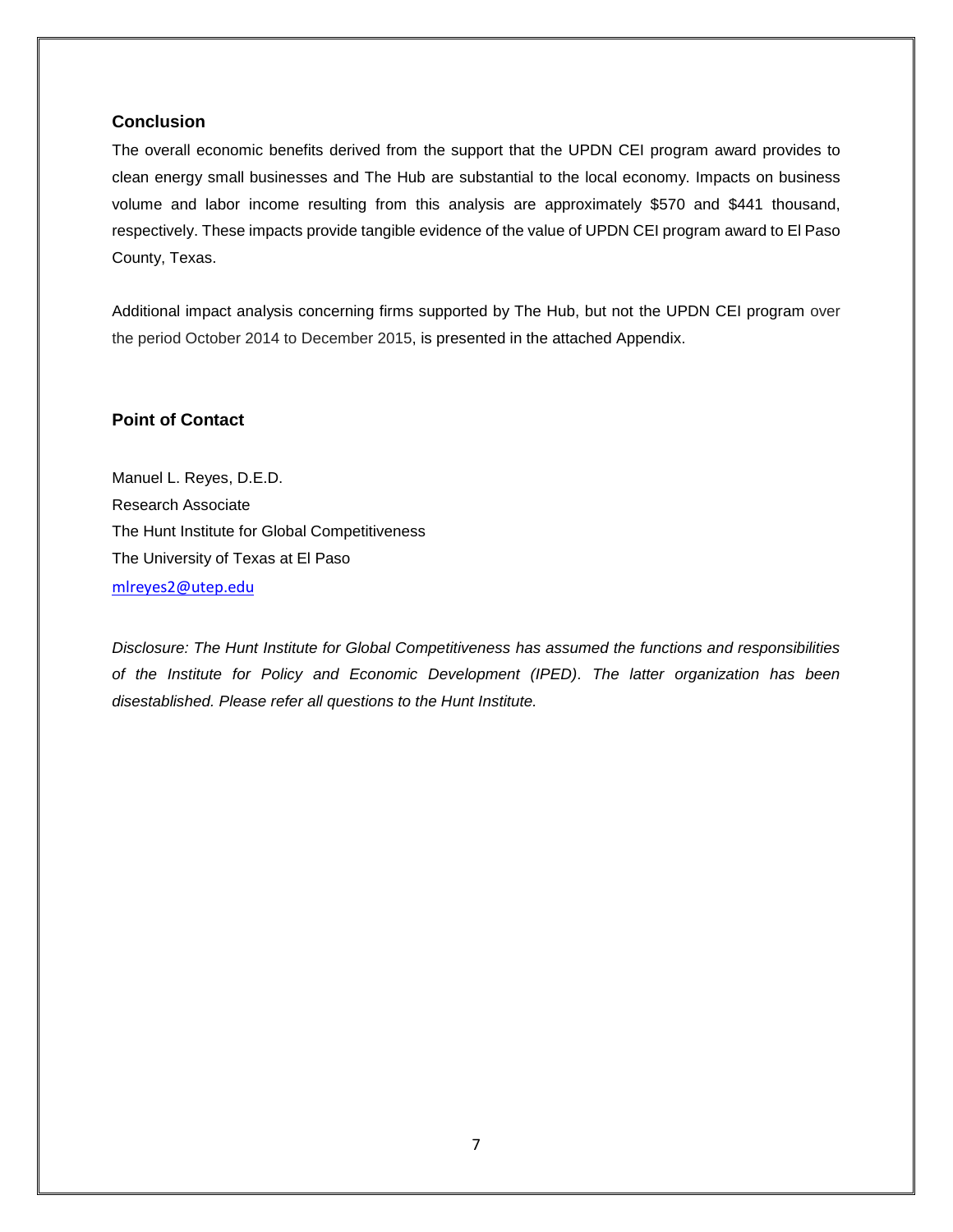### Conclusion

The overall economic benefits derived from the support that the UPDN CEI program award provides to clean energy small businesses and The Hub are substantial to the local economy. Impacts on business volume and labor income resulting from this analysis are approximately $570 and $441 thousand, respectively. These impacts provide tangible evidence of the value of UPDN CEI program award to El Paso County, Texas.

Additional impact analysis concerning firms supported by The Hub, but not the UPDN CEI program over the period October 2014 to December 2015, is presented in the attached Appendix.

### Point of Contact

Manuel L. Reyes, D.E.D.
Research Associate
The Hunt Institute for Global Competitiveness
The University of Texas at El Paso
mlreyes2@utep.edu

*Disclosure: The Hunt Institute for Global Competitiveness has assumed the functions and responsibilities of the Institute for Policy and Economic Development (IPED). The latter organization has been disestablished. Please refer all questions to the Hunt Institute.*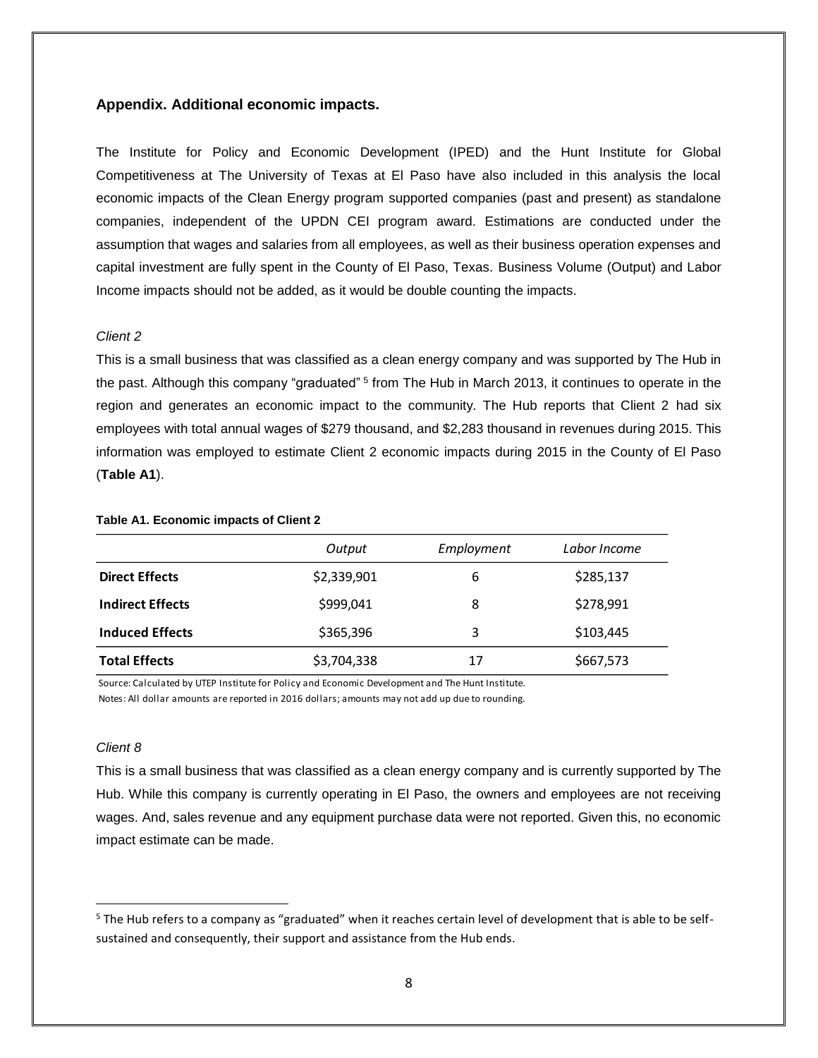### Appendix. Additional economic impacts.

The Institute for Policy and Economic Development (IPED) and the Hunt Institute for Global Competitiveness at The University of Texas at El Paso have also included in this analysis the local economic impacts of the Clean Energy program supported companies (past and present) as standalone companies, independent of the UPDN CEI program award. Estimations are conducted under the assumption that wages and salaries from all employees, as well as their business operation expenses and capital investment are fully spent in the County of El Paso, Texas. Business Volume (Output) and Labor Income impacts should not be added, as it would be double counting the impacts.

*Client 2*

This is a small business that was classified as a clean energy company and was supported by The Hub in the past. Although this company "graduated" [5] from The Hub in March 2013, it continues to operate in the region and generates an economic impact to the community. The Hub reports that Client 2 had six employees with total annual wages of $279 thousand, and $2,283 thousand in revenues during 2015. This information was employed to estimate Client 2 economic impacts during 2015 in the County of El Paso (**Table A1**).

**Table A1. Economic impacts of Client 2**

| | *Output* | *Employment* | *Labor Income* |
|---|---|---|---|
| **Direct Effects** | $2,339,901 | 6 | $285,137 |
| **Indirect Effects** | $999,041 | 8 | $278,991 |
| **Induced Effects** | $365,396 | 3 | $103,445 |
| **Total Effects** | $3,704,338 | 17 | $667,573 |

Source: Calculated by UTEP Institute for Policy and Economic Development and The Hunt Institute.
Notes: All dollar amounts are reported in 2016 dollars; amounts may not add up due to rounding.

*Client 8*

This is a small business that was classified as a clean energy company and is currently supported by The Hub. While this company is currently operating in El Paso, the owners and employees are not receiving wages. And, sales revenue and any equipment purchase data were not reported. Given this, no economic impact estimate can be made.

[5] The Hub refers to a company as "graduated" when it reaches certain level of development that is able to be self-sustained and consequently, their support and assistance from the Hub ends.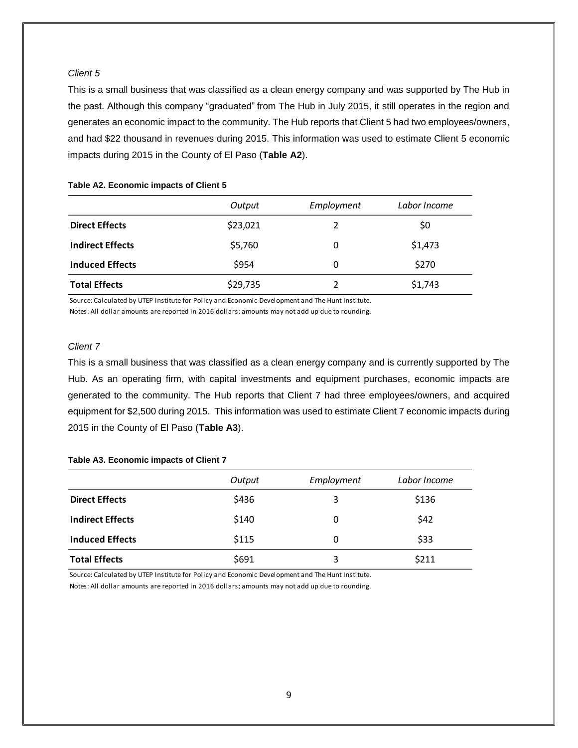*Client 5*

This is a small business that was classified as a clean energy company and was supported by The Hub in the past. Although this company "graduated" from The Hub in July 2015, it still operates in the region and generates an economic impact to the community. The Hub reports that Client 5 had two employees/owners, and had $22 thousand in revenues during 2015. This information was used to estimate Client 5 economic impacts during 2015 in the County of El Paso (**Table A2**).

**Table A2. Economic impacts of Client 5**

| | *Output* | *Employment* | *Labor Income* |
|---|---|---|---|
| **Direct Effects** | $23,021 | 2 | $0 |
| **Indirect Effects** | $5,760 | 0 | $1,473 |
| **Induced Effects** | $954 | 0 | $270 |
| **Total Effects** | $29,735 | 2 | $1,743 |

Source: Calculated by UTEP Institute for Policy and Economic Development and The Hunt Institute.
Notes: All dollar amounts are reported in 2016 dollars; amounts may not add up due to rounding.

*Client 7*

This is a small business that was classified as a clean energy company and is currently supported by The Hub. As an operating firm, with capital investments and equipment purchases, economic impacts are generated to the community. The Hub reports that Client 7 had three employees/owners, and acquired equipment for $2,500 during 2015. This information was used to estimate Client 7 economic impacts during 2015 in the County of El Paso (**Table A3**).

**Table A3. Economic impacts of Client 7**

| | *Output* | *Employment* | *Labor Income* |
|---|---|---|---|
| **Direct Effects** | $436 | 3 | $136 |
| **Indirect Effects** | $140 | 0 | $42 |
| **Induced Effects** | $115 | 0 | $33 |
| **Total Effects** | $691 | 3 | $211 |

Source: Calculated by UTEP Institute for Policy and Economic Development and The Hunt Institute.
Notes: All dollar amounts are reported in 2016 dollars; amounts may not add up due to rounding.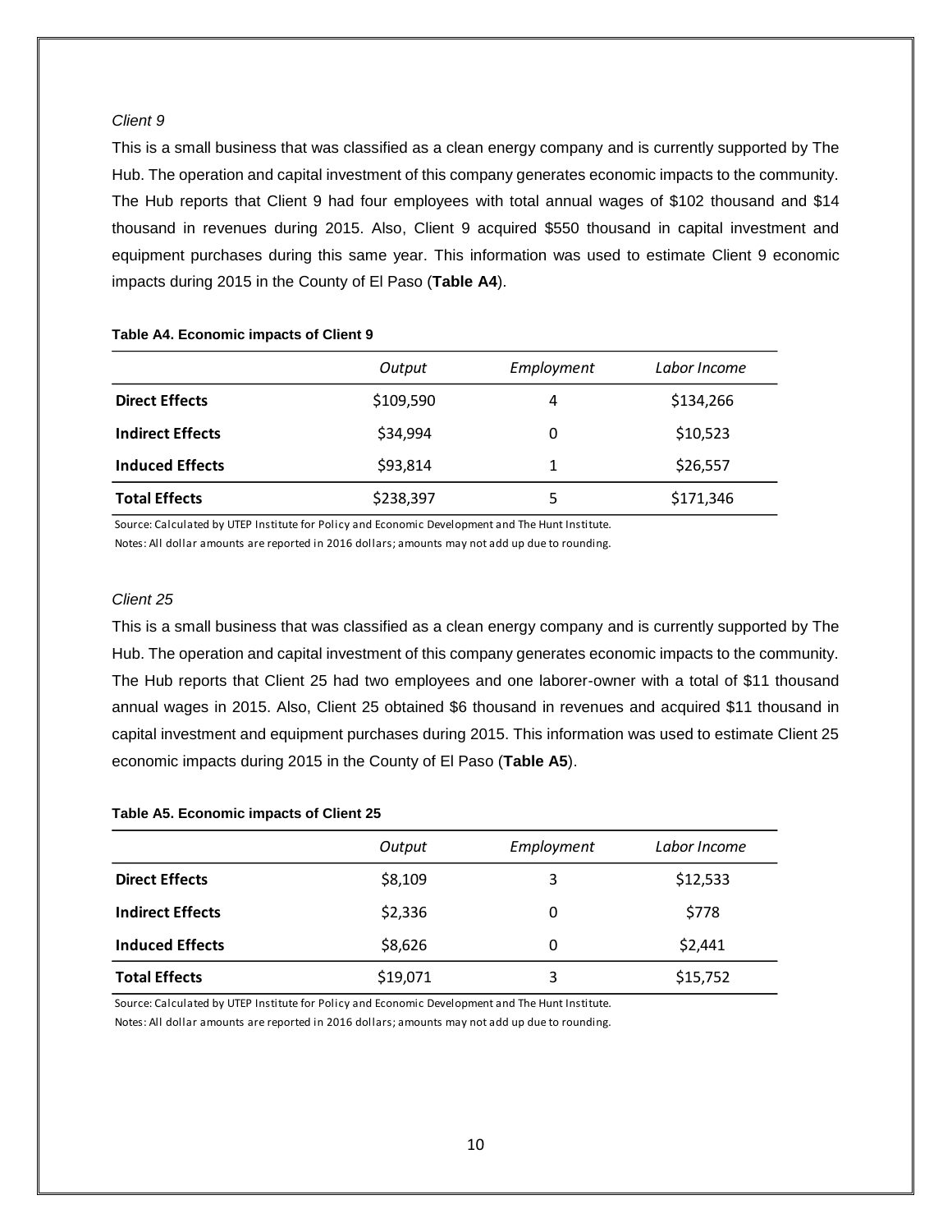*Client 9*

This is a small business that was classified as a clean energy company and is currently supported by The Hub. The operation and capital investment of this company generates economic impacts to the community. The Hub reports that Client 9 had four employees with total annual wages of $102 thousand and $14 thousand in revenues during 2015. Also, Client 9 acquired $550 thousand in capital investment and equipment purchases during this same year. This information was used to estimate Client 9 economic impacts during 2015 in the County of El Paso (**Table A4**).

**Table A4. Economic impacts of Client 9**

| | *Output* | *Employment* | *Labor Income* |
|---|---|---|---|
| **Direct Effects** | $109,590 | 4 | $134,266 |
| **Indirect Effects** | $34,994 | 0 | $10,523 |
| **Induced Effects** | $93,814 | 1 | $26,557 |
| **Total Effects** | $238,397 | 5 | $171,346 |

Source: Calculated by UTEP Institute for Policy and Economic Development and The Hunt Institute.

Notes: All dollar amounts are reported in 2016 dollars; amounts may not add up due to rounding.

*Client 25*

This is a small business that was classified as a clean energy company and is currently supported by The Hub. The operation and capital investment of this company generates economic impacts to the community. The Hub reports that Client 25 had two employees and one laborer-owner with a total of $11 thousand annual wages in 2015. Also, Client 25 obtained $6 thousand in revenues and acquired $11 thousand in capital investment and equipment purchases during 2015. This information was used to estimate Client 25 economic impacts during 2015 in the County of El Paso (**Table A5**).

**Table A5. Economic impacts of Client 25**

| | *Output* | *Employment* | *Labor Income* |
|---|---|---|---|
| **Direct Effects** | $8,109 | 3 | $12,533 |
| **Indirect Effects** | $2,336 | 0 | $778 |
| **Induced Effects** | $8,626 | 0 | $2,441 |
| **Total Effects** | $19,071 | 3 | $15,752 |

Source: Calculated by UTEP Institute for Policy and Economic Development and The Hunt Institute.

Notes: All dollar amounts are reported in 2016 dollars; amounts may not add up due to rounding.